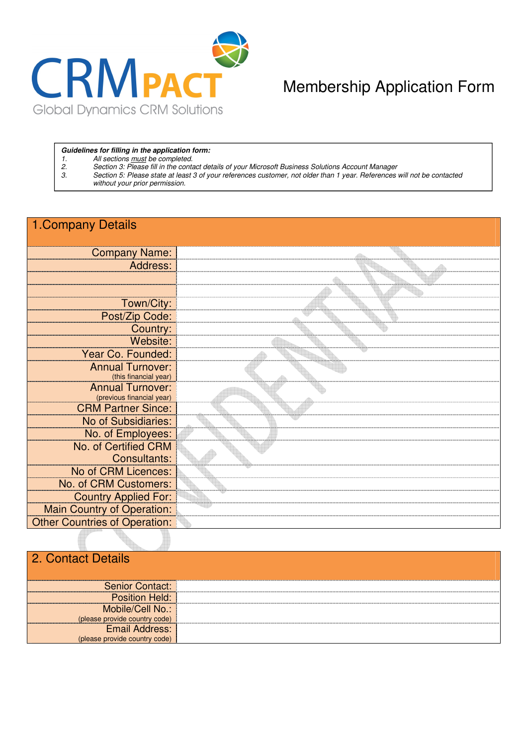CRM PACT
Global Dynamics CRM Solutions

# Membership Application Form

***Guidelines for filling in the application form:***

1. *All sections must be completed.*
2. *Section 3: Please fill in the contact details of your Microsoft Business Solutions Account Manager*
3. *Section 5: Please state at least 3 of your references customer, not older than 1 year. References will not be contacted without your prior permission.*

## 1.Company Details

| | |
|---|---|
| Company Name: | |
| Address: | |
| | |
| | |
| Town/City: | |
| Post/Zip Code: | |
| Country: | |
| Website: | |
| Year Co. Founded: | |
| Annual Turnover: (this financial year) | |
| Annual Turnover: (previous financial year) | |
| CRM Partner Since: | |
| No of Subsidiaries: | |
| No. of Employees: | |
| No. of Certified CRM Consultants: | |
| No of CRM Licences: | |
| No. of CRM Customers: | |
| Country Applied For: | |
| Main Country of Operation: | |
| Other Countries of Operation: | |

## 2. Contact Details

| | |
|---|---|
| Senior Contact: | |
| Position Held: | |
| Mobile/Cell No.: (please provide country code) | |
| Email Address: (please provide country code) | |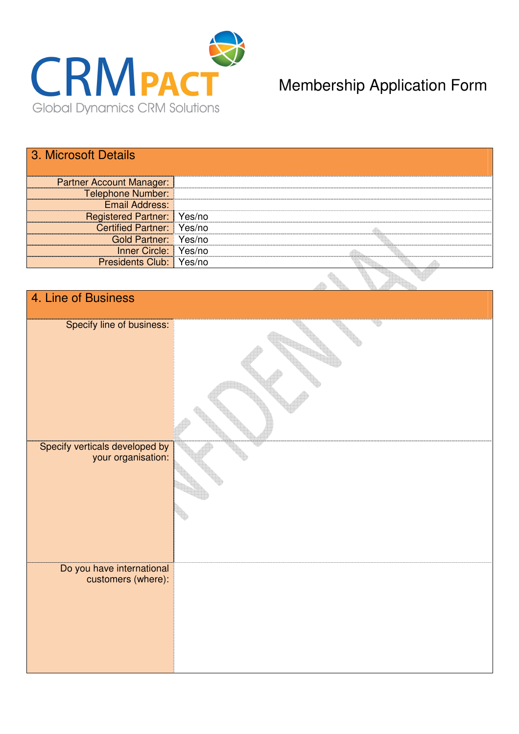CRMPACT
Global Dynamics CRM Solutions

Membership Application Form

## 3. Microsoft Details

| | |
|---|---|
| Partner Account Manager: | |
| Telephone Number: | |
| Email Address: | |
| Registered Partner: | Yes/no |
| Certified Partner: | Yes/no |
| Gold Partner: | Yes/no |
| Inner Circle: | Yes/no |
| Presidents Club: | Yes/no |

## 4. Line of Business

| | |
|---|---|
| Specify line of business: | |
| Specify verticals developed by your organisation: | |
| Do you have international customers (where): | |

CONFIDENTIAL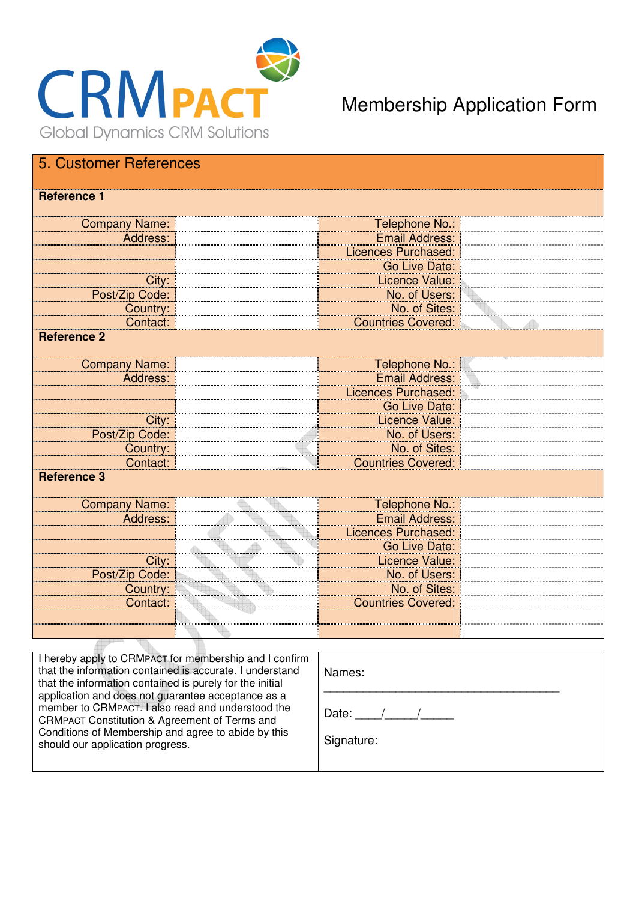# CRMPACT

Global Dynamics CRM Solutions

# Membership Application Form

## 5. Customer References

**Reference 1**

| | | | |
|---|---|---|---|
| Company Name: | | Telephone No.: | |
| Address: | | Email Address: | |
| | | Licences Purchased: | |
| | | Go Live Date: | |
| City: | | Licence Value: | |
| Post/Zip Code: | | No. of Users: | |
| Country: | | No. of Sites: | |
| Contact: | | Countries Covered: | |

**Reference 2**

| | | | |
|---|---|---|---|
| Company Name: | | Telephone No.: | |
| Address: | | Email Address: | |
| | | Licences Purchased: | |
| | | Go Live Date: | |
| City: | | Licence Value: | |
| Post/Zip Code: | | No. of Users: | |
| Country: | | No. of Sites: | |
| Contact: | | Countries Covered: | |

**Reference 3**

| | | | |
|---|---|---|---|
| Company Name: | | Telephone No.: | |
| Address: | | Email Address: | |
| | | Licences Purchased: | |
| | | Go Live Date: | |
| City: | | Licence Value: | |
| Post/Zip Code: | | No. of Users: | |
| Country: | | No. of Sites: | |
| Contact: | | Countries Covered: | |
| | | | |
| | | | |

| | |
|---|---|
| I hereby apply to CRMPACT for membership and I confirm that the information contained is accurate. I understand that the information contained is purely for the initial application and does not guarantee acceptance as a member to CRMPACT. I also read and understood the CRMPACT Constitution & Agreement of Terms and Conditions of Membership and agree to abide by this should our application progress. | Names: ______________________________________ <br><br> Date: ____/_____/_____ <br><br> Signature: |